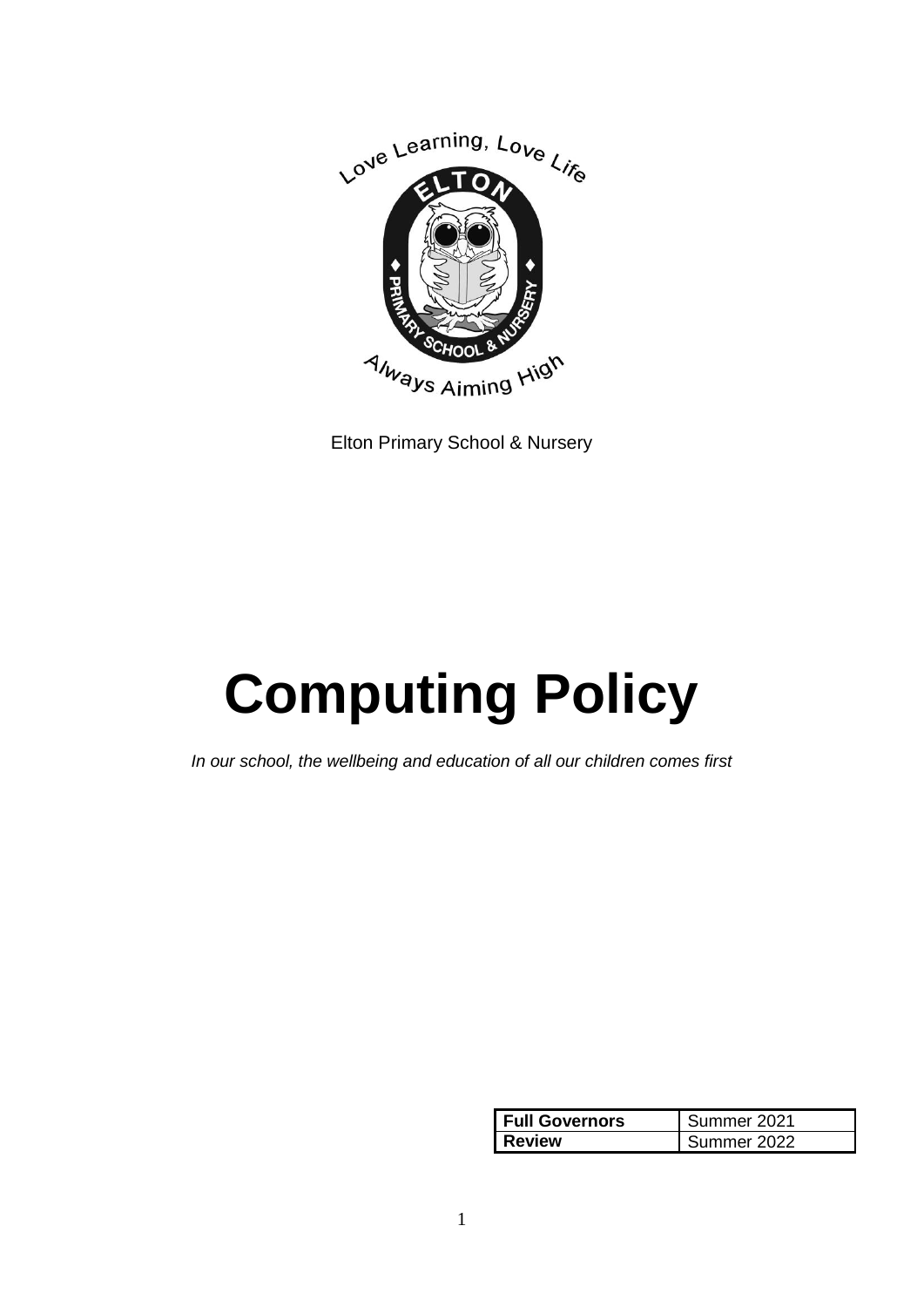Elton Primary School & Nursery

# Computing Policy

*In our school, the wellbeing and education of all our children comes first*

| **Full Governors** | Summer 2021 |
|---|---|
| **Review** | Summer 2022 |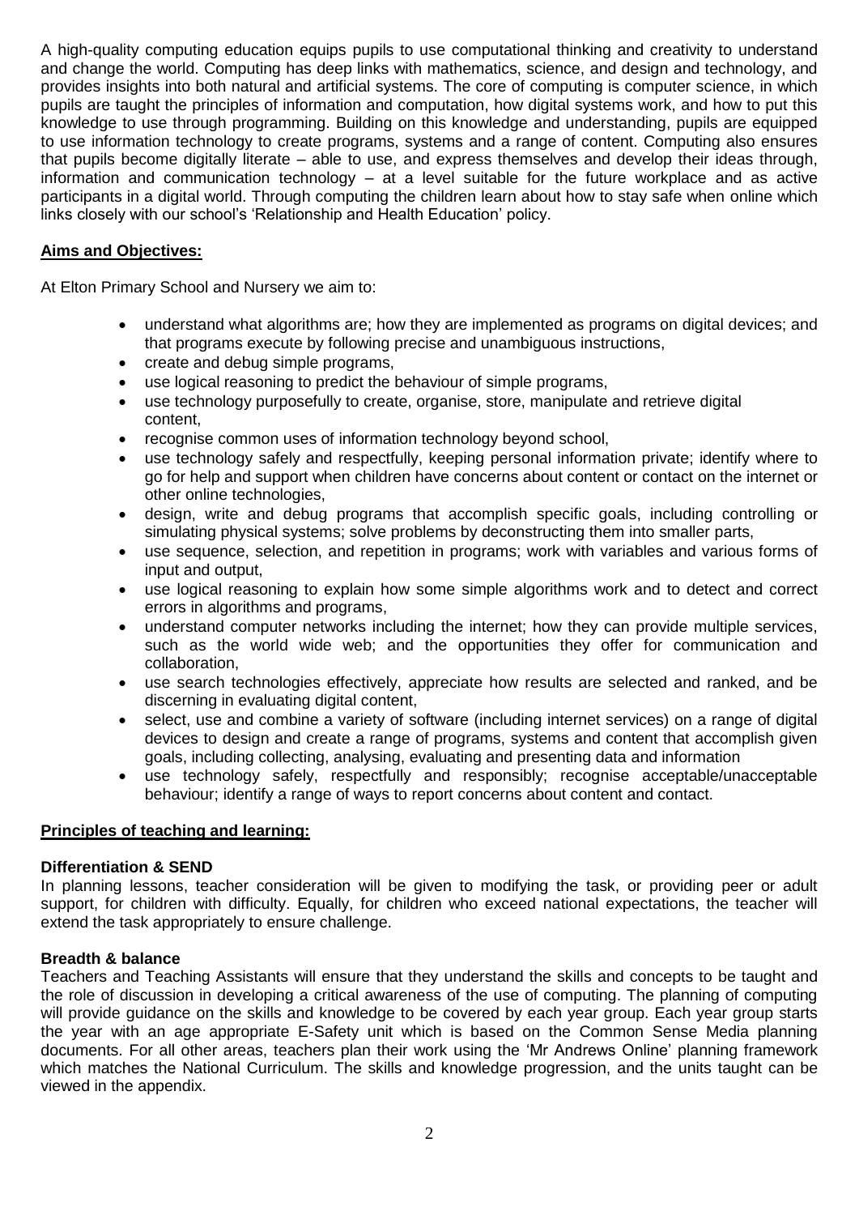A high-quality computing education equips pupils to use computational thinking and creativity to understand and change the world. Computing has deep links with mathematics, science, and design and technology, and provides insights into both natural and artificial systems. The core of computing is computer science, in which pupils are taught the principles of information and computation, how digital systems work, and how to put this knowledge to use through programming. Building on this knowledge and understanding, pupils are equipped to use information technology to create programs, systems and a range of content. Computing also ensures that pupils become digitally literate – able to use, and express themselves and develop their ideas through, information and communication technology – at a level suitable for the future workplace and as active participants in a digital world. Through computing the children learn about how to stay safe when online which links closely with our school's 'Relationship and Health Education' policy.

**Aims and Objectives:**

At Elton Primary School and Nursery we aim to:

- understand what algorithms are; how they are implemented as programs on digital devices; and that programs execute by following precise and unambiguous instructions,
- create and debug simple programs,
- use logical reasoning to predict the behaviour of simple programs,
- use technology purposefully to create, organise, store, manipulate and retrieve digital content,
- recognise common uses of information technology beyond school,
- use technology safely and respectfully, keeping personal information private; identify where to go for help and support when children have concerns about content or contact on the internet or other online technologies,
- design, write and debug programs that accomplish specific goals, including controlling or simulating physical systems; solve problems by deconstructing them into smaller parts,
- use sequence, selection, and repetition in programs; work with variables and various forms of input and output,
- use logical reasoning to explain how some simple algorithms work and to detect and correct errors in algorithms and programs,
- understand computer networks including the internet; how they can provide multiple services, such as the world wide web; and the opportunities they offer for communication and collaboration,
- use search technologies effectively, appreciate how results are selected and ranked, and be discerning in evaluating digital content,
- select, use and combine a variety of software (including internet services) on a range of digital devices to design and create a range of programs, systems and content that accomplish given goals, including collecting, analysing, evaluating and presenting data and information
- use technology safely, respectfully and responsibly; recognise acceptable/unacceptable behaviour; identify a range of ways to report concerns about content and contact.

**Principles of teaching and learning:**

**Differentiation & SEND**

In planning lessons, teacher consideration will be given to modifying the task, or providing peer or adult support, for children with difficulty. Equally, for children who exceed national expectations, the teacher will extend the task appropriately to ensure challenge.

**Breadth & balance**

Teachers and Teaching Assistants will ensure that they understand the skills and concepts to be taught and the role of discussion in developing a critical awareness of the use of computing. The planning of computing will provide guidance on the skills and knowledge to be covered by each year group. Each year group starts the year with an age appropriate E-Safety unit which is based on the Common Sense Media planning documents. For all other areas, teachers plan their work using the 'Mr Andrews Online' planning framework which matches the National Curriculum. The skills and knowledge progression, and the units taught can be viewed in the appendix.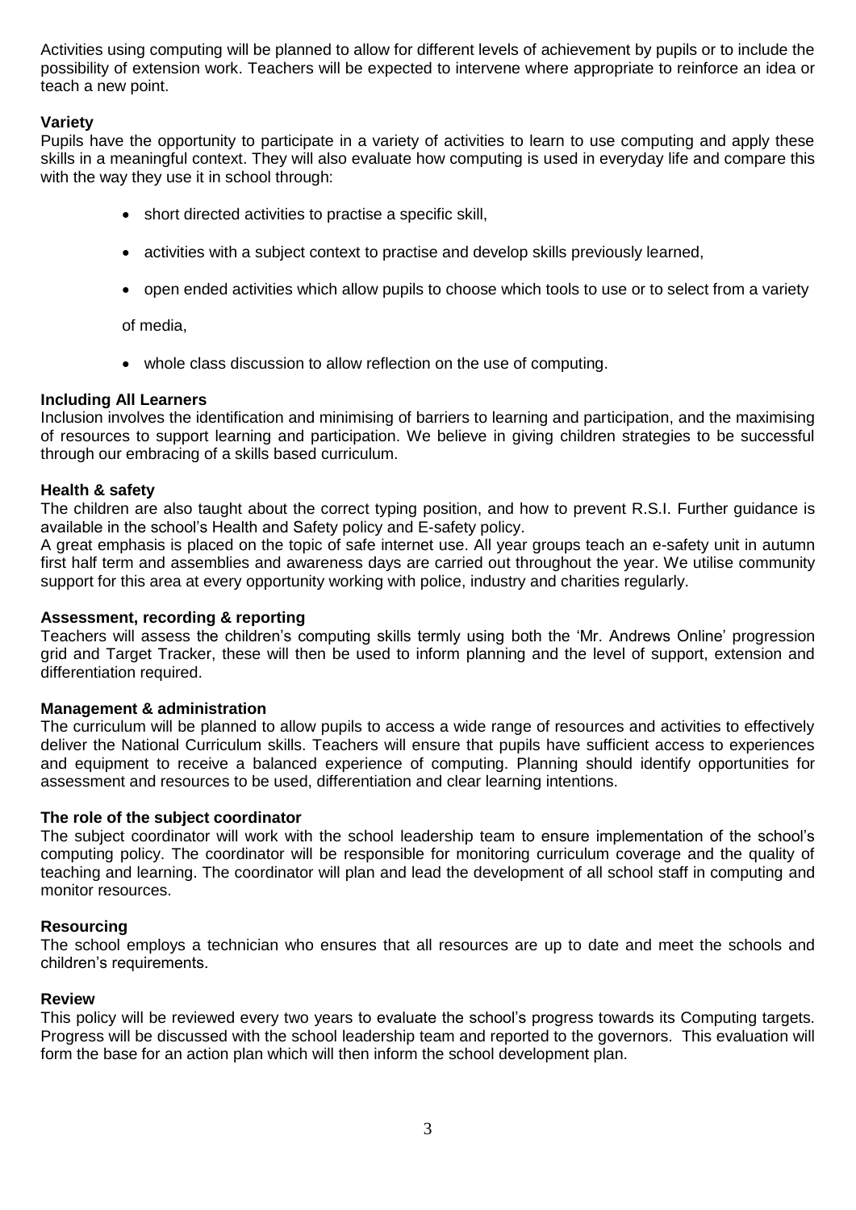Activities using computing will be planned to allow for different levels of achievement by pupils or to include the possibility of extension work. Teachers will be expected to intervene where appropriate to reinforce an idea or teach a new point.

**Variety**

Pupils have the opportunity to participate in a variety of activities to learn to use computing and apply these skills in a meaningful context. They will also evaluate how computing is used in everyday life and compare this with the way they use it in school through:

- short directed activities to practise a specific skill,
- activities with a subject context to practise and develop skills previously learned,
- open ended activities which allow pupils to choose which tools to use or to select from a variety of media,
- whole class discussion to allow reflection on the use of computing.

**Including All Learners**

Inclusion involves the identification and minimising of barriers to learning and participation, and the maximising of resources to support learning and participation. We believe in giving children strategies to be successful through our embracing of a skills based curriculum.

**Health & safety**

The children are also taught about the correct typing position, and how to prevent R.S.I. Further guidance is available in the school's Health and Safety policy and E-safety policy.

A great emphasis is placed on the topic of safe internet use. All year groups teach an e-safety unit in autumn first half term and assemblies and awareness days are carried out throughout the year. We utilise community support for this area at every opportunity working with police, industry and charities regularly.

**Assessment, recording & reporting**

Teachers will assess the children's computing skills termly using both the 'Mr. Andrews Online' progression grid and Target Tracker, these will then be used to inform planning and the level of support, extension and differentiation required.

**Management & administration**

The curriculum will be planned to allow pupils to access a wide range of resources and activities to effectively deliver the National Curriculum skills. Teachers will ensure that pupils have sufficient access to experiences and equipment to receive a balanced experience of computing. Planning should identify opportunities for assessment and resources to be used, differentiation and clear learning intentions.

**The role of the subject coordinator**

The subject coordinator will work with the school leadership team to ensure implementation of the school's computing policy. The coordinator will be responsible for monitoring curriculum coverage and the quality of teaching and learning. The coordinator will plan and lead the development of all school staff in computing and monitor resources.

**Resourcing**

The school employs a technician who ensures that all resources are up to date and meet the schools and children's requirements.

**Review**

This policy will be reviewed every two years to evaluate the school's progress towards its Computing targets. Progress will be discussed with the school leadership team and reported to the governors. This evaluation will form the base for an action plan which will then inform the school development plan.